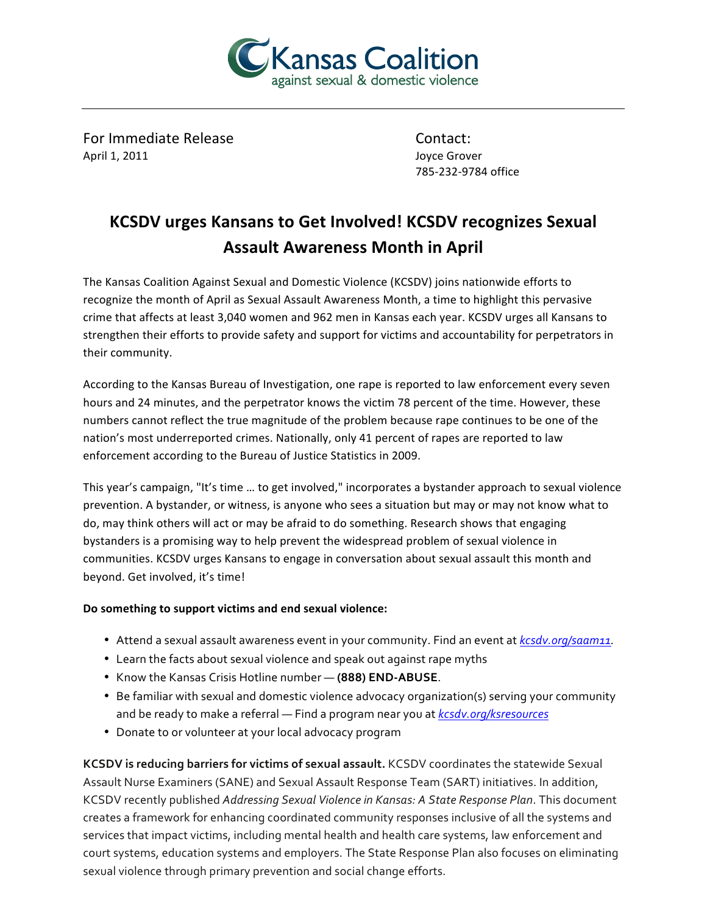Kansas Coalition against sexual & domestic violence

For Immediate Release
April 1, 2011

Contact:
Joyce Grover
785-232-9784 office

# KCSDV urges Kansans to Get Involved! KCSDV recognizes Sexual Assault Awareness Month in April

The Kansas Coalition Against Sexual and Domestic Violence (KCSDV) joins nationwide efforts to recognize the month of April as Sexual Assault Awareness Month, a time to highlight this pervasive crime that affects at least 3,040 women and 962 men in Kansas each year. KCSDV urges all Kansans to strengthen their efforts to provide safety and support for victims and accountability for perpetrators in their community.

According to the Kansas Bureau of Investigation, one rape is reported to law enforcement every seven hours and 24 minutes, and the perpetrator knows the victim 78 percent of the time. However, these numbers cannot reflect the true magnitude of the problem because rape continues to be one of the nation's most underreported crimes. Nationally, only 41 percent of rapes are reported to law enforcement according to the Bureau of Justice Statistics in 2009.

This year's campaign, "It's time … to get involved," incorporates a bystander approach to sexual violence prevention. A bystander, or witness, is anyone who sees a situation but may or may not know what to do, may think others will act or may be afraid to do something. Research shows that engaging bystanders is a promising way to help prevent the widespread problem of sexual violence in communities. KCSDV urges Kansans to engage in conversation about sexual assault this month and beyond. Get involved, it's time!

**Do something to support victims and end sexual violence:**

- Attend a sexual assault awareness event in your community. Find an event at *kcsdv.org/saam11*.
- Learn the facts about sexual violence and speak out against rape myths
- Know the Kansas Crisis Hotline number — **(888) END-ABUSE**.
- Be familiar with sexual and domestic violence advocacy organization(s) serving your community and be ready to make a referral — Find a program near you at *kcsdv.org/ksresources*
- Donate to or volunteer at your local advocacy program

**KCSDV is reducing barriers for victims of sexual assault.** KCSDV coordinates the statewide Sexual Assault Nurse Examiners (SANE) and Sexual Assault Response Team (SART) initiatives. In addition, KCSDV recently published *Addressing Sexual Violence in Kansas: A State Response Plan*. This document creates a framework for enhancing coordinated community responses inclusive of all the systems and services that impact victims, including mental health and health care systems, law enforcement and court systems, education systems and employers. The State Response Plan also focuses on eliminating sexual violence through primary prevention and social change efforts.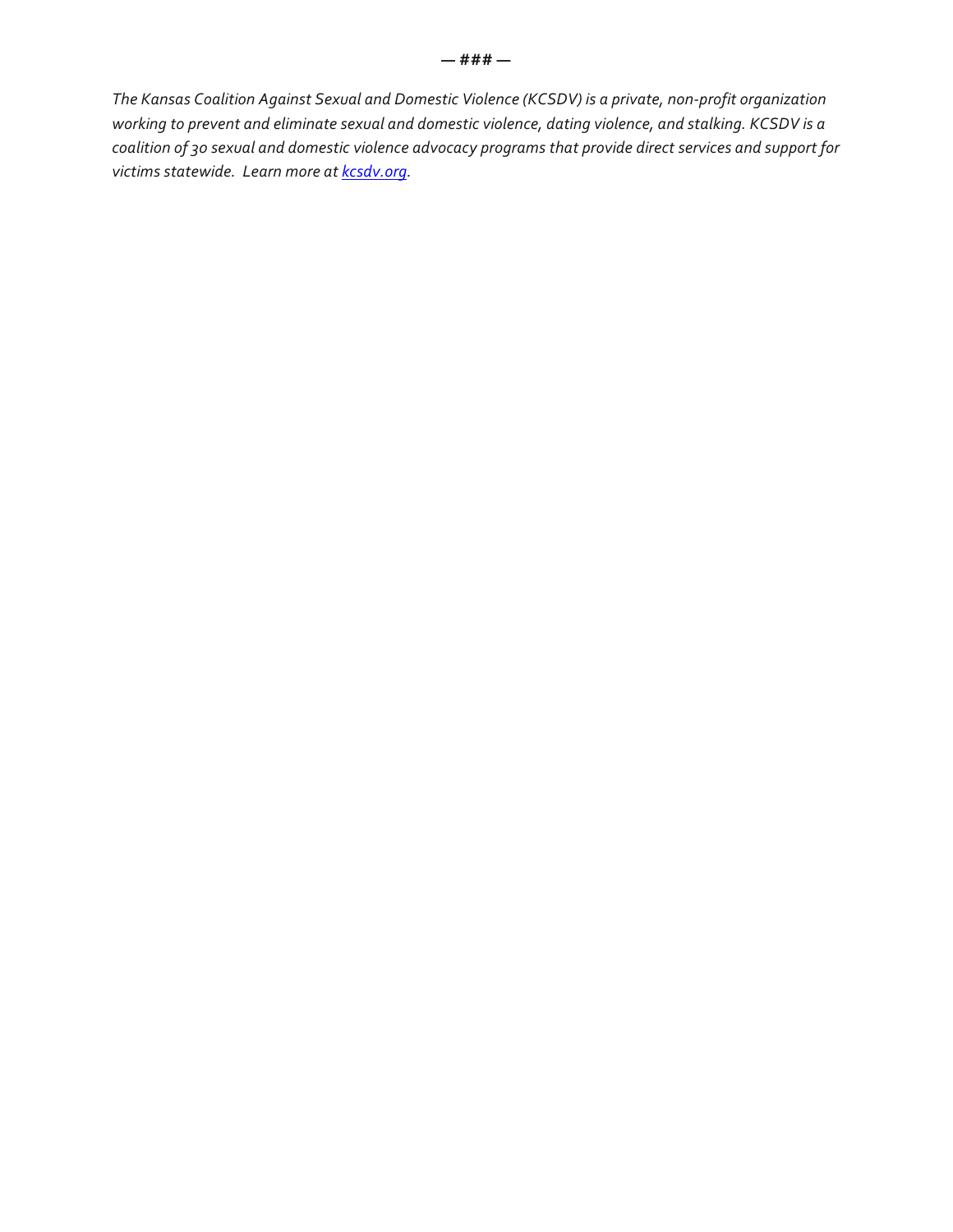**— ### —**

*The Kansas Coalition Against Sexual and Domestic Violence (KCSDV) is a private, non-profit organization working to prevent and eliminate sexual and domestic violence, dating violence, and stalking. KCSDV is a coalition of 30 sexual and domestic violence advocacy programs that provide direct services and support for victims statewide. Learn more at [kcsdv.org](kcsdv.org).*